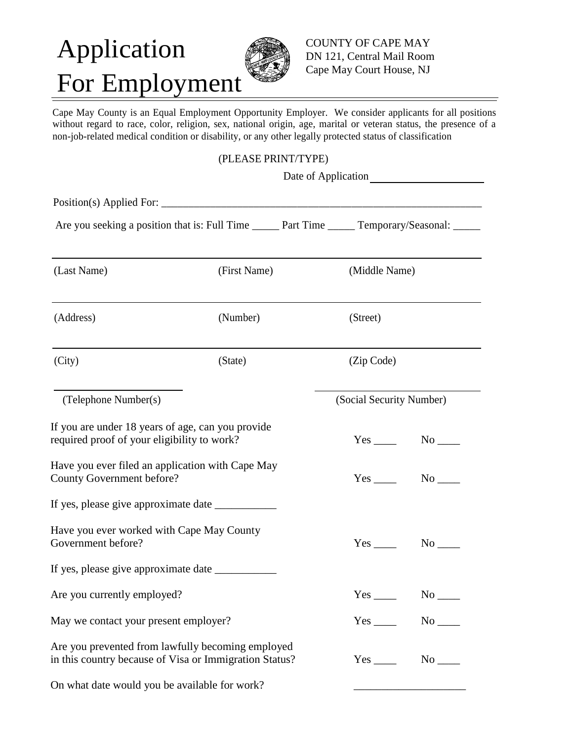# Application For Employment

COUNTY OF CAPE MAY
DN 121, Central Mail Room
Cape May Court House, NJ

Cape May County is an Equal Employment Opportunity Employer. We consider applicants for all positions without regard to race, color, religion, sex, national origin, age, marital or veteran status, the presence of a non-job-related medical condition or disability, or any other legally protected status of classification

(PLEASE PRINT/TYPE)

Date of Application ____________________

Position(s) Applied For: ____________________________________________________________

Are you seeking a position that is: Full Time _____ Part Time _____ Temporary/Seasonal: _____

________________________________________________________________________

(Last Name) (First Name) (Middle Name)

________________________________________________________________________

(Address) (Number) (Street)

________________________________________________________________________

(City) (State) (Zip Code)

________________________ ________________________

(Telephone Number(s) (Social Security Number)

If you are under 18 years of age, can you provide required proof of your eligibility to work? Yes ____ No ____

Have you ever filed an application with Cape May County Government before? Yes ____ No ____

If yes, please give approximate date ___________

Have you ever worked with Cape May County Government before? Yes ____ No ____

If yes, please give approximate date ___________

Are you currently employed? Yes ____ No ____

May we contact your present employer? Yes ____ No ____

Are you prevented from lawfully becoming employed in this country because of Visa or Immigration Status? Yes ____ No ____

On what date would you be available for work? ___________________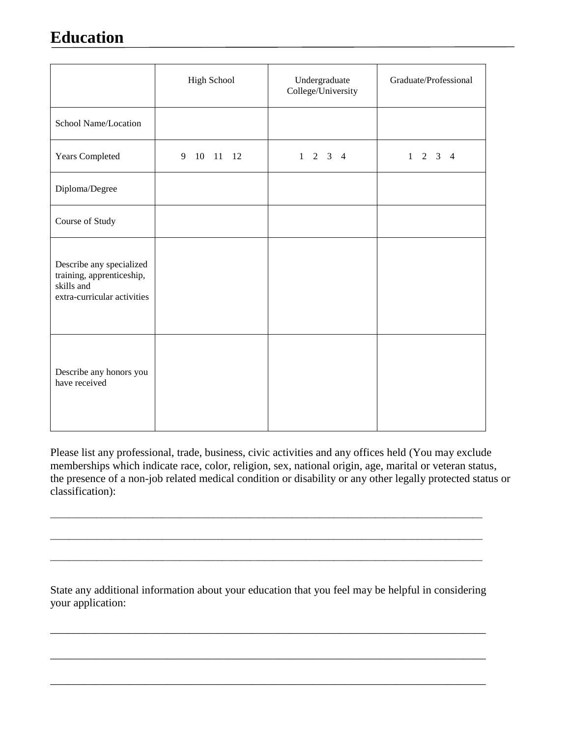# Education

| | High School | Undergraduate College/University | Graduate/Professional |
|---|---|---|---|
| School Name/Location | | | |
| Years Completed | 9 10 11 12 | 1 2 3 4 | 1 2 3 4 |
| Diploma/Degree | | | |
| Course of Study | | | |
| Describe any specialized training, apprenticeship, skills and extra-curricular activities | | | |
| Describe any honors you have received | | | |

Please list any professional, trade, business, civic activities and any offices held (You may exclude memberships which indicate race, color, religion, sex, national origin, age, marital or veteran status, the presence of a non-job related medical condition or disability or any other legally protected status or classification):

______________________________________________________________________________

______________________________________________________________________________

______________________________________________________________________________

State any additional information about your education that you feel may be helpful in considering your application:

______________________________________________________________________________

______________________________________________________________________________

______________________________________________________________________________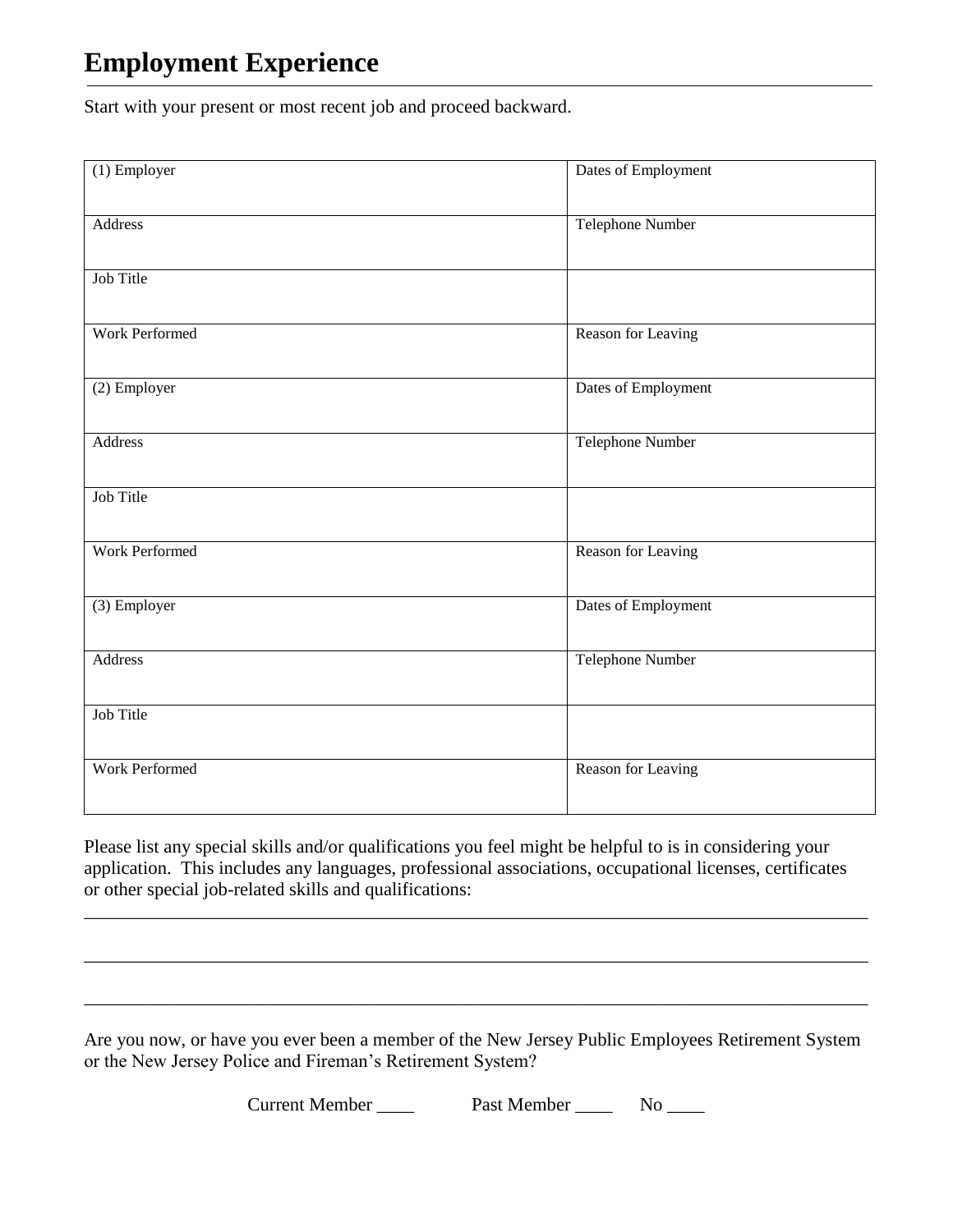## Employment Experience

Start with your present or most recent job and proceed backward.

| (1) Employer | Dates of Employment |
|---|---|
| Address | Telephone Number |
| Job Title | |
| Work Performed | Reason for Leaving |
| (2) Employer | Dates of Employment |
| Address | Telephone Number |
| Job Title | |
| Work Performed | Reason for Leaving |
| (3) Employer | Dates of Employment |
| Address | Telephone Number |
| Job Title | |
| Work Performed | Reason for Leaving |

Please list any special skills and/or qualifications you feel might be helpful to is in considering your application. This includes any languages, professional associations, occupational licenses, certificates or other special job-related skills and qualifications:

_______________________________________________________________________________

_______________________________________________________________________________

_______________________________________________________________________________

Are you now, or have you ever been a member of the New Jersey Public Employees Retirement System or the New Jersey Police and Fireman's Retirement System?

Current Member ____ Past Member ____ No ____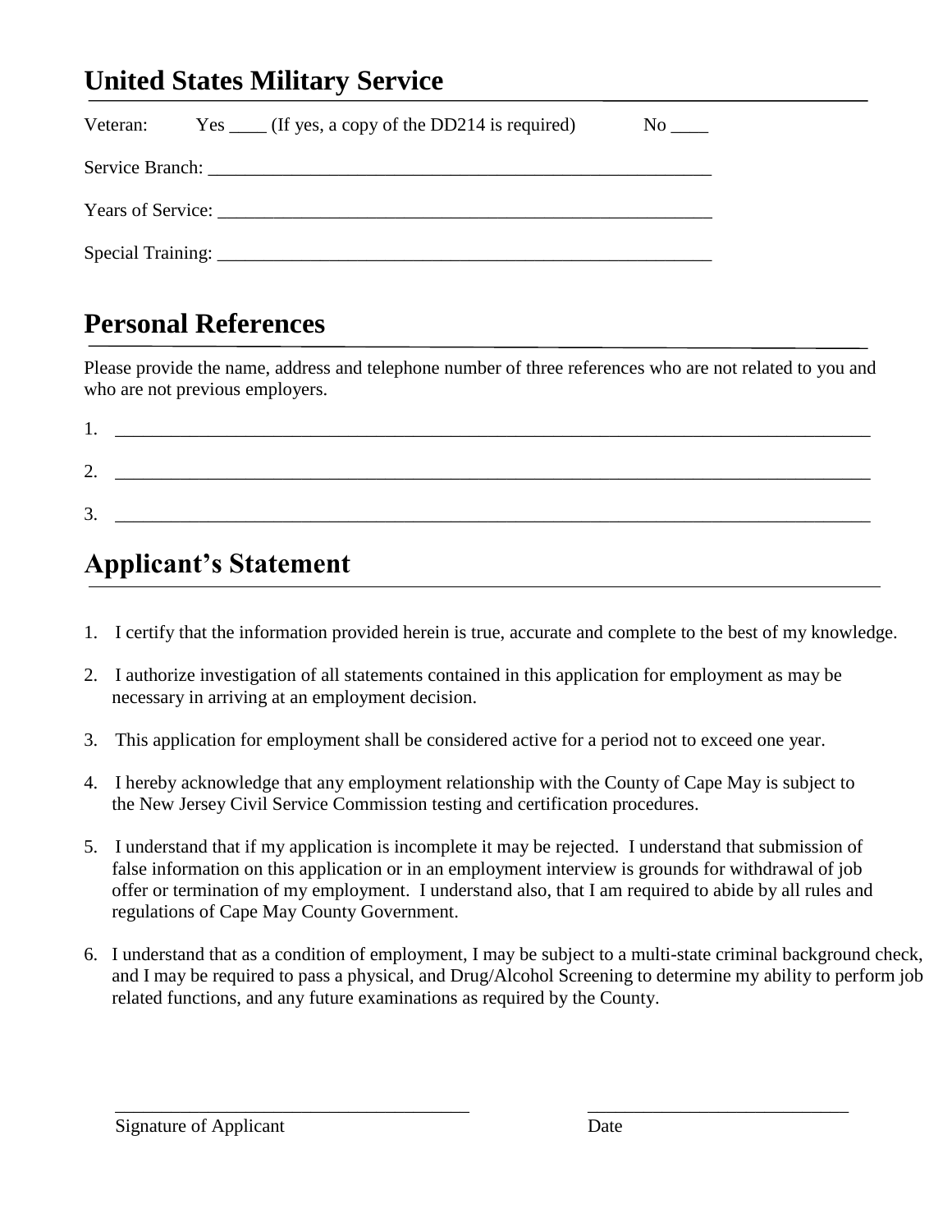## United States Military Service

Veteran: Yes ____ (If yes, a copy of the DD214 is required) No ____

Service Branch: _______________________________________________________

Years of Service: _____________________________________________________

Special Training: _____________________________________________________

## Personal References

Please provide the name, address and telephone number of three references who are not related to you and who are not previous employers.

1. ________________________________________________________________________________

2. ________________________________________________________________________________

3. ________________________________________________________________________________

## Applicant's Statement

1. I certify that the information provided herein is true, accurate and complete to the best of my knowledge.

2. I authorize investigation of all statements contained in this application for employment as may be necessary in arriving at an employment decision.

3. This application for employment shall be considered active for a period not to exceed one year.

4. I hereby acknowledge that any employment relationship with the County of Cape May is subject to the New Jersey Civil Service Commission testing and certification procedures.

5. I understand that if my application is incomplete it may be rejected. I understand that submission of false information on this application or in an employment interview is grounds for withdrawal of job offer or termination of my employment. I understand also, that I am required to abide by all rules and regulations of Cape May County Government.

6. I understand that as a condition of employment, I may be subject to a multi-state criminal background check, and I may be required to pass a physical, and Drug/Alcohol Screening to determine my ability to perform job related functions, and any future examinations as required by the County.

_______________________________________ ____________________________

Signature of Applicant Date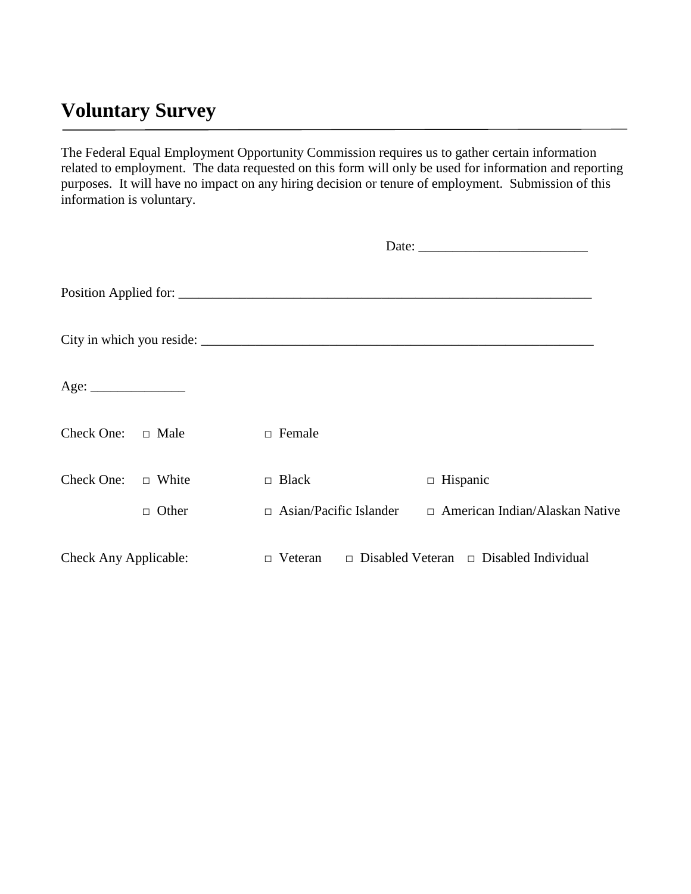# Voluntary Survey

The Federal Equal Employment Opportunity Commission requires us to gather certain information related to employment. The data requested on this form will only be used for information and reporting purposes. It will have no impact on any hiring decision or tenure of employment. Submission of this information is voluntary.

Date: _________________________

Position Applied for: ______________________________________________________________

City in which you reside: ___________________________________________________________

Age: ______________

Check One: □ Male □ Female

Check One: □ White □ Black □ Hispanic

□ Other □ Asian/Pacific Islander □ American Indian/Alaskan Native

Check Any Applicable: □ Veteran □ Disabled Veteran □ Disabled Individual